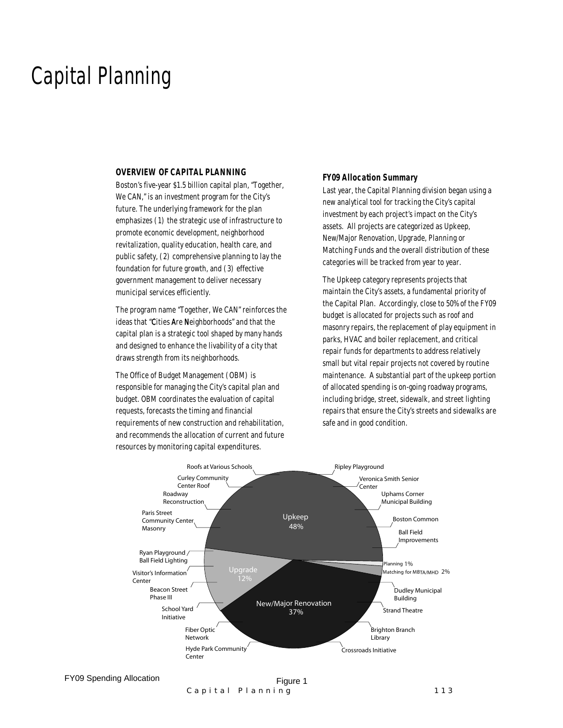# Capital Planning

## OVERVIEW OF CAPITAL PLANNING

Boston's five-year $1.5 billion capital plan, "Together, We CAN," is an investment program for the City's future. The underlying framework for the plan emphasizes (1) the strategic use of infrastructure to promote economic development, neighborhood revitalization, quality education, health care, and public safety, (2) comprehensive planning to lay the foundation for future growth, and (3) effective government management to deliver necessary municipal services efficiently.

The program name "Together, We CAN" reinforces the ideas that "**C**ities **A**re **N**eighborhoods" and that the capital plan is a strategic tool shaped by many hands and designed to enhance the livability of a city that draws strength from its neighborhoods.

The Office of Budget Management (OBM) is responsible for managing the City's capital plan and budget. OBM coordinates the evaluation of capital requests, forecasts the timing and financial requirements of new construction and rehabilitation, and recommends the allocation of current and future resources by monitoring capital expenditures.

### *FY09 Allocation Summary*

Last year, the Capital Planning division began using a new analytical tool for tracking the City's capital investment by each project's impact on the City's assets. All projects are categorized as Upkeep, New/Major Renovation, Upgrade, Planning or Matching Funds and the overall distribution of these categories will be tracked from year to year.

The Upkeep category represents projects that maintain the City's assets, a fundamental priority of the Capital Plan. Accordingly, close to 50% of the FY09 budget is allocated for projects such as roof and masonry repairs, the replacement of play equipment in parks, HVAC and boiler replacement, and critical repair funds for departments to address relatively small but vital repair projects not covered by routine maintenance. A substantial part of the upkeep portion of allocated spending is on-going roadway programs, including bridge, street, sidewalk, and street lighting repairs that ensure the City's streets and sidewalks are safe and in good condition.

Roofs at Various Schools
Curley Community Center Roof
Roadway Reconstruction
Paris Street Community Center Masonry
Ryan Playground Ball Field Lighting
Visitor's Information Center
Beacon Street Phase III
School Yard Initiative
Fiber Optic Network
Hyde Park Community Center
Ripley Playground
Veronica Smith Senior Center
Uphams Corner Municipal Building
Boston Common
Ball Field Improvements
Planning 1%
Matching for MBTA/MHD 2%
Dudley Municipal Building
Strand Theatre
Brighton Branch Library
Crossroads Initiative
Upkeep 48%
Upgrade 12%
New/Major Renovation 37%

FY09 Spending Allocation

Figure 1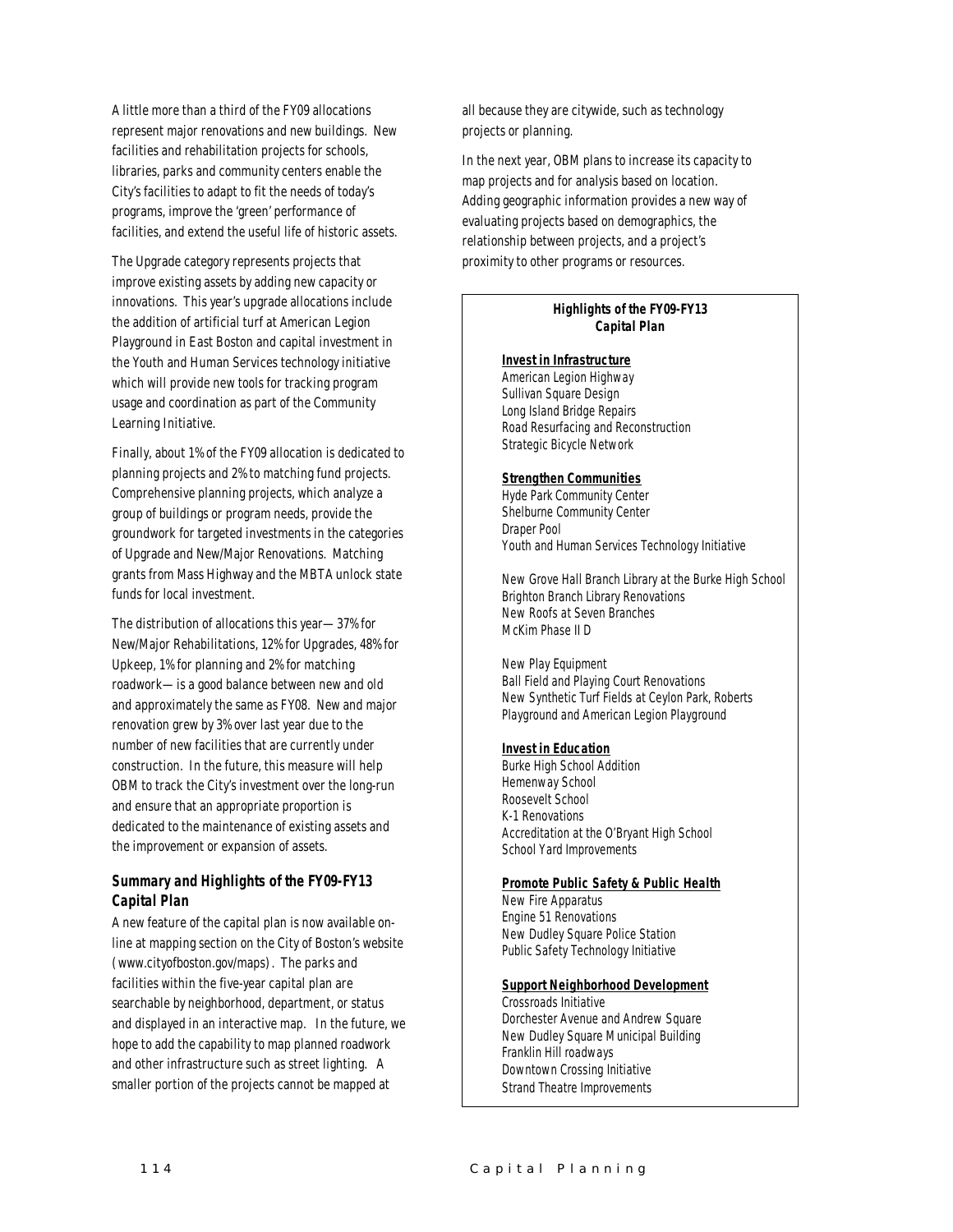A little more than a third of the FY09 allocations represent major renovations and new buildings. New facilities and rehabilitation projects for schools, libraries, parks and community centers enable the City's facilities to adapt to fit the needs of today's programs, improve the 'green' performance of facilities, and extend the useful life of historic assets.

The Upgrade category represents projects that improve existing assets by adding new capacity or innovations. This year's upgrade allocations include the addition of artificial turf at American Legion Playground in East Boston and capital investment in the Youth and Human Services technology initiative which will provide new tools for tracking program usage and coordination as part of the Community Learning Initiative.

Finally, about 1% of the FY09 allocation is dedicated to planning projects and 2% to matching fund projects. Comprehensive planning projects, which analyze a group of buildings or program needs, provide the groundwork for targeted investments in the categories of Upgrade and New/Major Renovations. Matching grants from Mass Highway and the MBTA unlock state funds for local investment.

The distribution of allocations this year—37% for New/Major Rehabilitations, 12% for Upgrades, 48% for Upkeep, 1% for planning and 2% for matching roadwork—is a good balance between new and old and approximately the same as FY08. New and major renovation grew by 3% over last year due to the number of new facilities that are currently under construction. In the future, this measure will help OBM to track the City's investment over the long-run and ensure that an appropriate proportion is dedicated to the maintenance of existing assets and the improvement or expansion of assets.

### *Summary and Highlights of the FY09-FY13 Capital Plan*

A new feature of the capital plan is now available on-line at mapping section on the City of Boston's website (www.cityofboston.gov/maps). The parks and facilities within the five-year capital plan are searchable by neighborhood, department, or status and displayed in an interactive map. In the future, we hope to add the capability to map planned roadwork and other infrastructure such as street lighting. A smaller portion of the projects cannot be mapped at all because they are citywide, such as technology projects or planning.

In the next year, OBM plans to increase its capacity to map projects and for analysis based on location. Adding geographic information provides a new way of evaluating projects based on demographics, the relationship between projects, and a project's proximity to other programs or resources.

**Highlights of the FY09-FY13 Capital Plan**

**Invest in Infrastructure**
American Legion Highway
Sullivan Square Design
Long Island Bridge Repairs
Road Resurfacing and Reconstruction
Strategic Bicycle Network

**Strengthen Communities**
Hyde Park Community Center
Shelburne Community Center
Draper Pool
Youth and Human Services Technology Initiative

New Grove Hall Branch Library at the Burke High School
Brighton Branch Library Renovations
New Roofs at Seven Branches
McKim Phase II D

New Play Equipment
Ball Field and Playing Court Renovations
New Synthetic Turf Fields at Ceylon Park, Roberts Playground and American Legion Playground

**Invest in Education**
Burke High School Addition
Hemenway School
Roosevelt School
K-1 Renovations
Accreditation at the O'Bryant High School
School Yard Improvements

**Promote Public Safety & Public Health**
New Fire Apparatus
Engine 51 Renovations
New Dudley Square Police Station
Public Safety Technology Initiative

**Support Neighborhood Development**
Crossroads Initiative
Dorchester Avenue and Andrew Square
New Dudley Square Municipal Building
Franklin Hill roadways
Downtown Crossing Initiative
Strand Theatre Improvements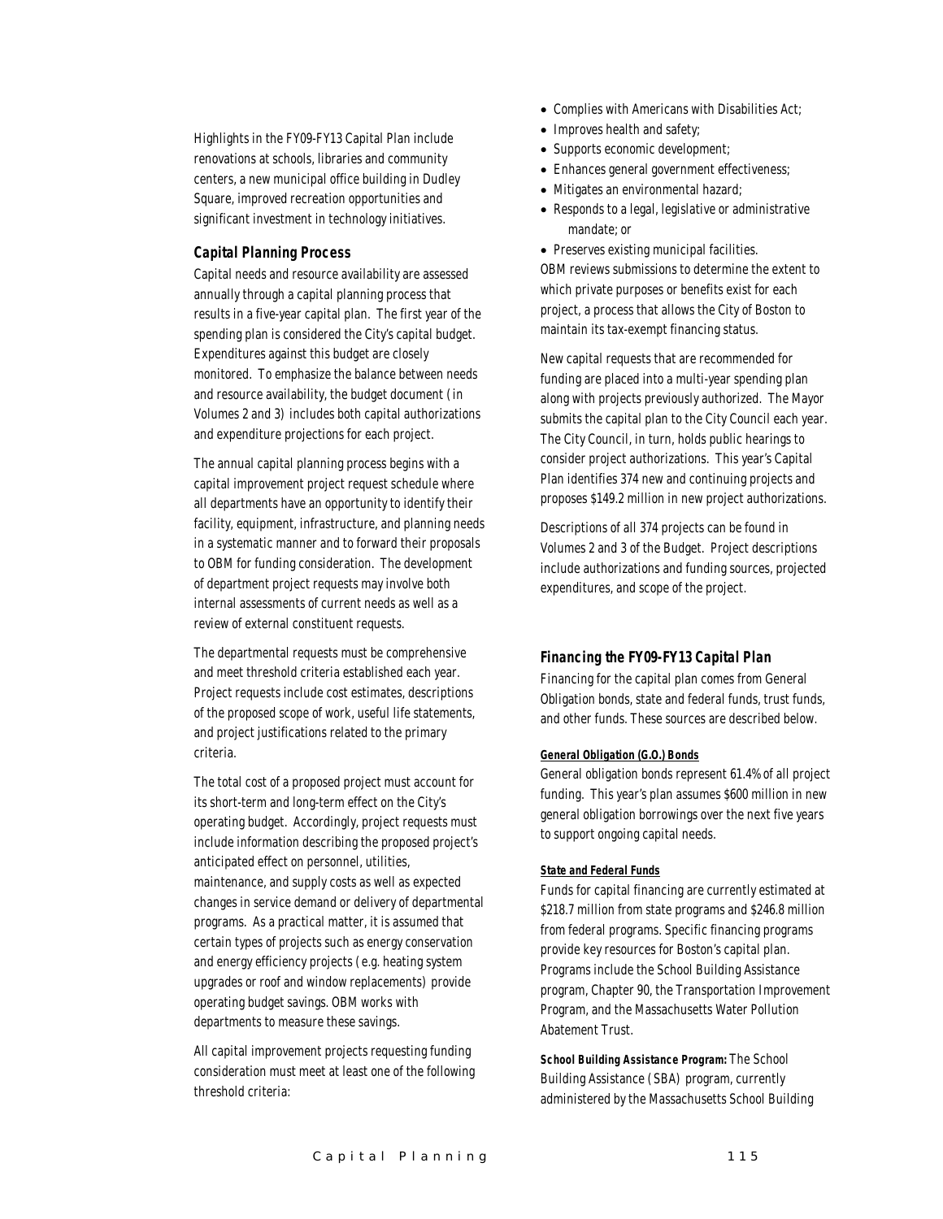Highlights in the FY09-FY13 Capital Plan include renovations at schools, libraries and community centers, a new municipal office building in Dudley Square, improved recreation opportunities and significant investment in technology initiatives.

### Capital Planning Process

Capital needs and resource availability are assessed annually through a capital planning process that results in a five-year capital plan. The first year of the spending plan is considered the City's capital budget. Expenditures against this budget are closely monitored. To emphasize the balance between needs and resource availability, the budget document (in Volumes 2 and 3) includes both capital authorizations and expenditure projections for each project.

The annual capital planning process begins with a capital improvement project request schedule where all departments have an opportunity to identify their facility, equipment, infrastructure, and planning needs in a systematic manner and to forward their proposals to OBM for funding consideration. The development of department project requests may involve both internal assessments of current needs as well as a review of external constituent requests.

The departmental requests must be comprehensive and meet threshold criteria established each year. Project requests include cost estimates, descriptions of the proposed scope of work, useful life statements, and project justifications related to the primary criteria.

The total cost of a proposed project must account for its short-term and long-term effect on the City's operating budget. Accordingly, project requests must include information describing the proposed project's anticipated effect on personnel, utilities, maintenance, and supply costs as well as expected changes in service demand or delivery of departmental programs. As a practical matter, it is assumed that certain types of projects such as energy conservation and energy efficiency projects (e.g. heating system upgrades or roof and window replacements) provide operating budget savings. OBM works with departments to measure these savings.

All capital improvement projects requesting funding consideration must meet at least one of the following threshold criteria:

- Complies with Americans with Disabilities Act;
- Improves health and safety;
- Supports economic development;
- Enhances general government effectiveness;
- Mitigates an environmental hazard;
- Responds to a legal, legislative or administrative mandate; or
- Preserves existing municipal facilities.

OBM reviews submissions to determine the extent to which private purposes or benefits exist for each project, a process that allows the City of Boston to maintain its tax-exempt financing status.

New capital requests that are recommended for funding are placed into a multi-year spending plan along with projects previously authorized. The Mayor submits the capital plan to the City Council each year. The City Council, in turn, holds public hearings to consider project authorizations. This year's Capital Plan identifies 374 new and continuing projects and proposes $149.2 million in new project authorizations.

Descriptions of all 374 projects can be found in Volumes 2 and 3 of the Budget. Project descriptions include authorizations and funding sources, projected expenditures, and scope of the project.

### Financing the FY09-FY13 Capital Plan

Financing for the capital plan comes from General Obligation bonds, state and federal funds, trust funds, and other funds. These sources are described below.

#### General Obligation (G.O.) Bonds

General obligation bonds represent 61.4% of all project funding. This year's plan assumes $600 million in new general obligation borrowings over the next five years to support ongoing capital needs.

#### State and Federal Funds

Funds for capital financing are currently estimated at $218.7 million from state programs and $246.8 million from federal programs. Specific financing programs provide key resources for Boston's capital plan. Programs include the School Building Assistance program, Chapter 90, the Transportation Improvement Program, and the Massachusetts Water Pollution Abatement Trust.

**School Building Assistance Program:** The School Building Assistance (SBA) program, currently administered by the Massachusetts School Building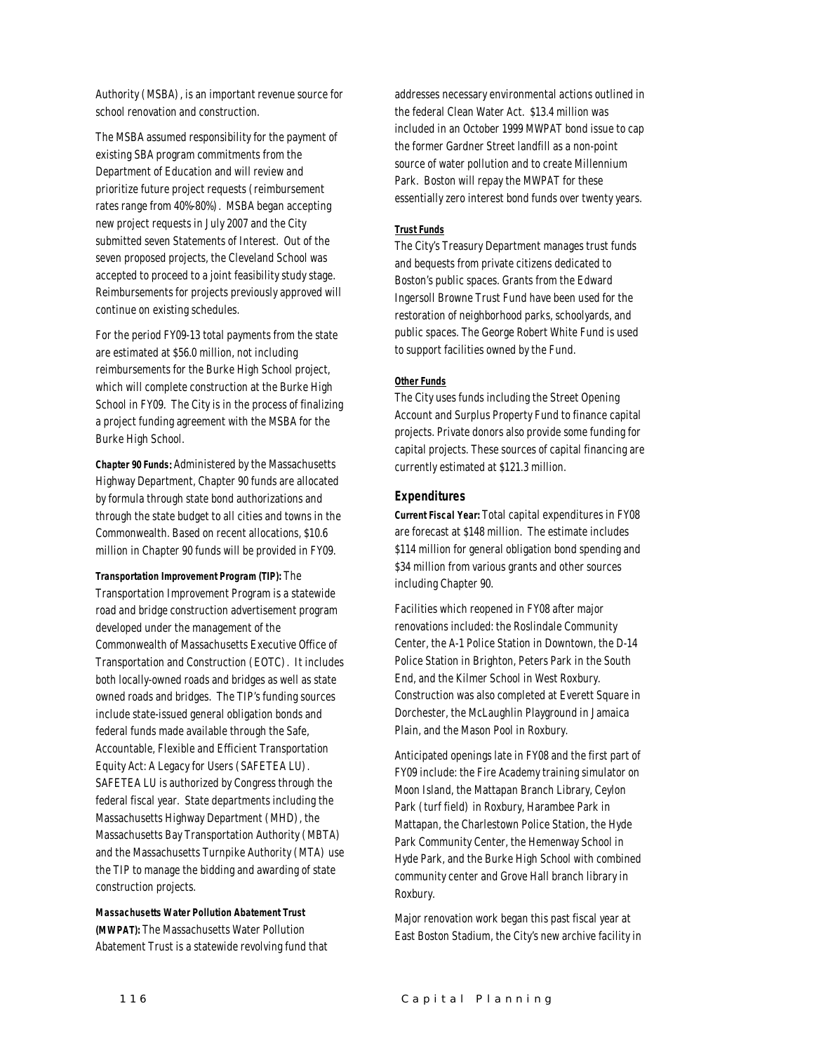Authority (MSBA), is an important revenue source for school renovation and construction.

The MSBA assumed responsibility for the payment of existing SBA program commitments from the Department of Education and will review and prioritize future project requests (reimbursement rates range from 40%-80%). MSBA began accepting new project requests in July 2007 and the City submitted seven Statements of Interest. Out of the seven proposed projects, the Cleveland School was accepted to proceed to a joint feasibility study stage. Reimbursements for projects previously approved will continue on existing schedules.

For the period FY09-13 total payments from the state are estimated at $56.0 million, not including reimbursements for the Burke High School project, which will complete construction at the Burke High School in FY09. The City is in the process of finalizing a project funding agreement with the MSBA for the Burke High School.

**Chapter 90 Funds:** Administered by the Massachusetts Highway Department, Chapter 90 funds are allocated by formula through state bond authorizations and through the state budget to all cities and towns in the Commonwealth. Based on recent allocations, $10.6 million in Chapter 90 funds will be provided in FY09.

**Transportation Improvement Program (TIP):** The Transportation Improvement Program is a statewide road and bridge construction advertisement program developed under the management of the Commonwealth of Massachusetts Executive Office of Transportation and Construction (EOTC). It includes both locally-owned roads and bridges as well as state owned roads and bridges. The TIP's funding sources include state-issued general obligation bonds and federal funds made available through the Safe, Accountable, Flexible and Efficient Transportation Equity Act: A Legacy for Users (SAFETEA LU). SAFETEA LU is authorized by Congress through the federal fiscal year. State departments including the Massachusetts Highway Department (MHD), the Massachusetts Bay Transportation Authority (MBTA) and the Massachusetts Turnpike Authority (MTA) use the TIP to manage the bidding and awarding of state construction projects.

**Massachusetts Water Pollution Abatement Trust (MWPAT):** The Massachusetts Water Pollution Abatement Trust is a statewide revolving fund that addresses necessary environmental actions outlined in the federal Clean Water Act. $13.4 million was included in an October 1999 MWPAT bond issue to cap the former Gardner Street landfill as a non-point source of water pollution and to create Millennium Park. Boston will repay the MWPAT for these essentially zero interest bond funds over twenty years.

**Trust Funds**

The City's Treasury Department manages trust funds and bequests from private citizens dedicated to Boston's public spaces. Grants from the Edward Ingersoll Browne Trust Fund have been used for the restoration of neighborhood parks, schoolyards, and public spaces. The George Robert White Fund is used to support facilities owned by the Fund.

**Other Funds**

The City uses funds including the Street Opening Account and Surplus Property Fund to finance capital projects. Private donors also provide some funding for capital projects. These sources of capital financing are currently estimated at $121.3 million.

## Expenditures

**Current Fiscal Year:** Total capital expenditures in FY08 are forecast at $148 million. The estimate includes $114 million for general obligation bond spending and $34 million from various grants and other sources including Chapter 90.

Facilities which reopened in FY08 after major renovations included: the Roslindale Community Center, the A-1 Police Station in Downtown, the D-14 Police Station in Brighton, Peters Park in the South End, and the Kilmer School in West Roxbury. Construction was also completed at Everett Square in Dorchester, the McLaughlin Playground in Jamaica Plain, and the Mason Pool in Roxbury.

Anticipated openings late in FY08 and the first part of FY09 include: the Fire Academy training simulator on Moon Island, the Mattapan Branch Library, Ceylon Park (turf field) in Roxbury, Harambee Park in Mattapan, the Charlestown Police Station, the Hyde Park Community Center, the Hemenway School in Hyde Park, and the Burke High School with combined community center and Grove Hall branch library in Roxbury.

Major renovation work began this past fiscal year at East Boston Stadium, the City's new archive facility in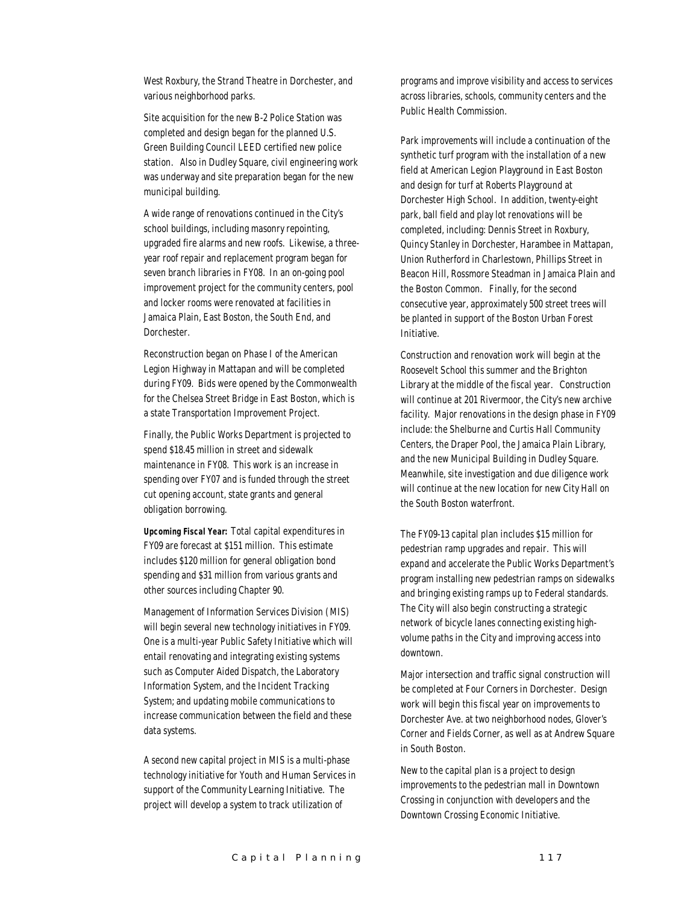West Roxbury, the Strand Theatre in Dorchester, and various neighborhood parks.

Site acquisition for the new B-2 Police Station was completed and design began for the planned U.S. Green Building Council LEED certified new police station. Also in Dudley Square, civil engineering work was underway and site preparation began for the new municipal building.

A wide range of renovations continued in the City's school buildings, including masonry repointing, upgraded fire alarms and new roofs. Likewise, a three-year roof repair and replacement program began for seven branch libraries in FY08. In an on-going pool improvement project for the community centers, pool and locker rooms were renovated at facilities in Jamaica Plain, East Boston, the South End, and Dorchester.

Reconstruction began on Phase I of the American Legion Highway in Mattapan and will be completed during FY09. Bids were opened by the Commonwealth for the Chelsea Street Bridge in East Boston, which is a state Transportation Improvement Project.

Finally, the Public Works Department is projected to spend $18.45 million in street and sidewalk maintenance in FY08. This work is an increase in spending over FY07 and is funded through the street cut opening account, state grants and general obligation borrowing.

***Upcoming Fiscal Year:*** Total capital expenditures in FY09 are forecast at $151 million. This estimate includes $120 million for general obligation bond spending and $31 million from various grants and other sources including Chapter 90.

Management of Information Services Division (MIS) will begin several new technology initiatives in FY09. One is a multi-year Public Safety Initiative which will entail renovating and integrating existing systems such as Computer Aided Dispatch, the Laboratory Information System, and the Incident Tracking System; and updating mobile communications to increase communication between the field and these data systems.

A second new capital project in MIS is a multi-phase technology initiative for Youth and Human Services in support of the Community Learning Initiative. The project will develop a system to track utilization of programs and improve visibility and access to services across libraries, schools, community centers and the Public Health Commission.

Park improvements will include a continuation of the synthetic turf program with the installation of a new field at American Legion Playground in East Boston and design for turf at Roberts Playground at Dorchester High School. In addition, twenty-eight park, ball field and play lot renovations will be completed, including: Dennis Street in Roxbury, Quincy Stanley in Dorchester, Harambee in Mattapan, Union Rutherford in Charlestown, Phillips Street in Beacon Hill, Rossmore Steadman in Jamaica Plain and the Boston Common. Finally, for the second consecutive year, approximately 500 street trees will be planted in support of the Boston Urban Forest Initiative.

Construction and renovation work will begin at the Roosevelt School this summer and the Brighton Library at the middle of the fiscal year. Construction will continue at 201 Rivermoor, the City's new archive facility. Major renovations in the design phase in FY09 include: the Shelburne and Curtis Hall Community Centers, the Draper Pool, the Jamaica Plain Library, and the new Municipal Building in Dudley Square. Meanwhile, site investigation and due diligence work will continue at the new location for new City Hall on the South Boston waterfront.

The FY09-13 capital plan includes $15 million for pedestrian ramp upgrades and repair. This will expand and accelerate the Public Works Department's program installing new pedestrian ramps on sidewalks and bringing existing ramps up to Federal standards. The City will also begin constructing a strategic network of bicycle lanes connecting existing high-volume paths in the City and improving access into downtown.

Major intersection and traffic signal construction will be completed at Four Corners in Dorchester. Design work will begin this fiscal year on improvements to Dorchester Ave. at two neighborhood nodes, Glover's Corner and Fields Corner, as well as at Andrew Square in South Boston.

New to the capital plan is a project to design improvements to the pedestrian mall in Downtown Crossing in conjunction with developers and the Downtown Crossing Economic Initiative.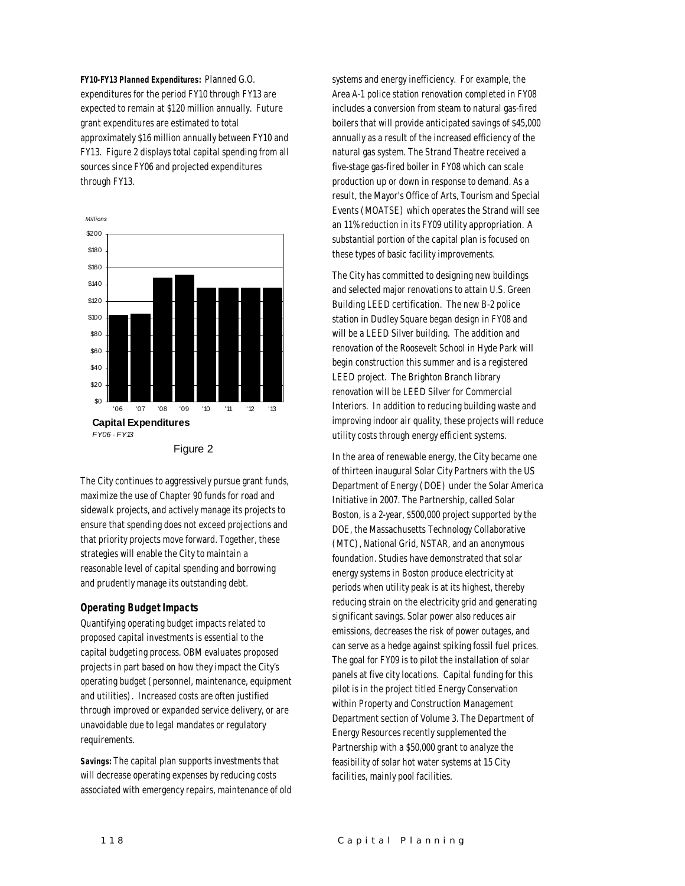**FY10-FY13 Planned Expenditures:** Planned G.O. expenditures for the period FY10 through FY13 are expected to remain at $120 million annually. Future grant expenditures are estimated to total approximately $16 million annually between FY10 and FY13. Figure 2 displays total capital spending from all sources since FY06 and projected expenditures through FY13.

**Capital Expenditures**

*FY06 - FY13*

Figure 2

The City continues to aggressively pursue grant funds, maximize the use of Chapter 90 funds for road and sidewalk projects, and actively manage its projects to ensure that spending does not exceed projections and that priority projects move forward. Together, these strategies will enable the City to maintain a reasonable level of capital spending and borrowing and prudently manage its outstanding debt.

### Operating Budget Impacts

Quantifying operating budget impacts related to proposed capital investments is essential to the capital budgeting process. OBM evaluates proposed projects in part based on how they impact the City's operating budget (personnel, maintenance, equipment and utilities). Increased costs are often justified through improved or expanded service delivery, or are unavoidable due to legal mandates or regulatory requirements.

**Savings:** The capital plan supports investments that will decrease operating expenses by reducing costs associated with emergency repairs, maintenance of old systems and energy inefficiency. For example, the Area A-1 police station renovation completed in FY08 includes a conversion from steam to natural gas-fired boilers that will provide anticipated savings of $45,000 annually as a result of the increased efficiency of the natural gas system. The Strand Theatre received a five-stage gas-fired boiler in FY08 which can scale production up or down in response to demand. As a result, the Mayor's Office of Arts, Tourism and Special Events (MOATSE) which operates the Strand will see an 11% reduction in its FY09 utility appropriation. A substantial portion of the capital plan is focused on these types of basic facility improvements.

The City has committed to designing new buildings and selected major renovations to attain U.S. Green Building LEED certification. The new B-2 police station in Dudley Square began design in FY08 and will be a LEED Silver building. The addition and renovation of the Roosevelt School in Hyde Park will begin construction this summer and is a registered LEED project. The Brighton Branch library renovation will be LEED Silver for Commercial Interiors. In addition to reducing building waste and improving indoor air quality, these projects will reduce utility costs through energy efficient systems.

In the area of renewable energy, the City became one of thirteen inaugural Solar City Partners with the US Department of Energy (DOE) under the Solar America Initiative in 2007. The Partnership, called Solar Boston, is a 2-year, $500,000 project supported by the DOE, the Massachusetts Technology Collaborative (MTC), National Grid, NSTAR, and an anonymous foundation. Studies have demonstrated that solar energy systems in Boston produce electricity at periods when utility peak is at its highest, thereby reducing strain on the electricity grid and generating significant savings. Solar power also reduces air emissions, decreases the risk of power outages, and can serve as a hedge against spiking fossil fuel prices. The goal for FY09 is to pilot the installation of solar panels at five city locations. Capital funding for this pilot is in the project titled Energy Conservation within Property and Construction Management Department section of Volume 3. The Department of Energy Resources recently supplemented the Partnership with a $50,000 grant to analyze the feasibility of solar hot water systems at 15 City facilities, mainly pool facilities.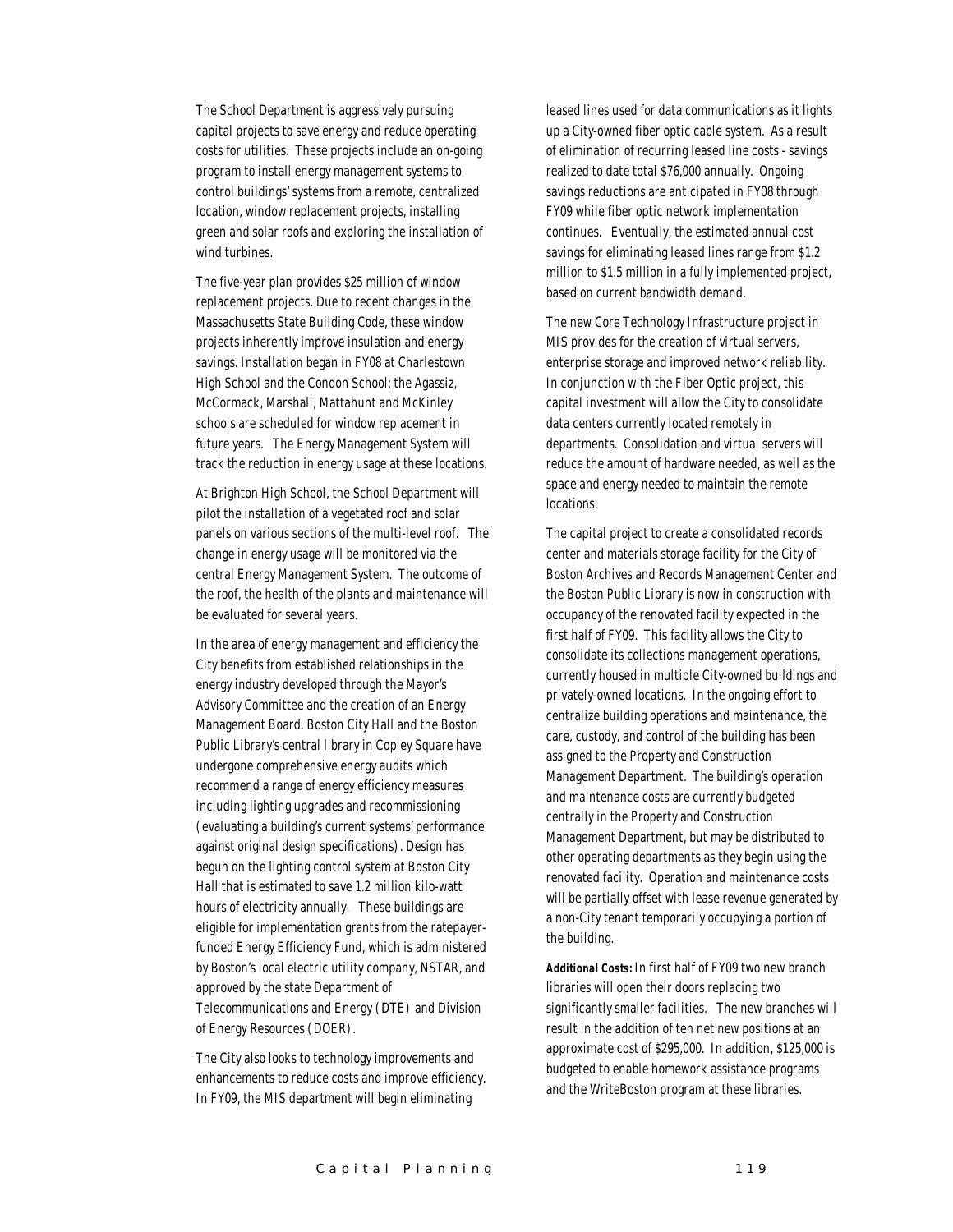The School Department is aggressively pursuing capital projects to save energy and reduce operating costs for utilities. These projects include an on-going program to install energy management systems to control buildings' systems from a remote, centralized location, window replacement projects, installing green and solar roofs and exploring the installation of wind turbines.

The five-year plan provides $25 million of window replacement projects. Due to recent changes in the Massachusetts State Building Code, these window projects inherently improve insulation and energy savings. Installation began in FY08 at Charlestown High School and the Condon School; the Agassiz, McCormack, Marshall, Mattahunt and McKinley schools are scheduled for window replacement in future years. The Energy Management System will track the reduction in energy usage at these locations.

At Brighton High School, the School Department will pilot the installation of a vegetated roof and solar panels on various sections of the multi-level roof. The change in energy usage will be monitored via the central Energy Management System. The outcome of the roof, the health of the plants and maintenance will be evaluated for several years.

In the area of energy management and efficiency the City benefits from established relationships in the energy industry developed through the Mayor's Advisory Committee and the creation of an Energy Management Board. Boston City Hall and the Boston Public Library's central library in Copley Square have undergone comprehensive energy audits which recommend a range of energy efficiency measures including lighting upgrades and recommissioning (evaluating a building's current systems' performance against original design specifications). Design has begun on the lighting control system at Boston City Hall that is estimated to save 1.2 million kilo-watt hours of electricity annually. These buildings are eligible for implementation grants from the ratepayer-funded Energy Efficiency Fund, which is administered by Boston's local electric utility company, NSTAR, and approved by the state Department of Telecommunications and Energy (DTE) and Division of Energy Resources (DOER).

The City also looks to technology improvements and enhancements to reduce costs and improve efficiency. In FY09, the MIS department will begin eliminating leased lines used for data communications as it lights up a City-owned fiber optic cable system. As a result of elimination of recurring leased line costs - savings realized to date total $76,000 annually. Ongoing savings reductions are anticipated in FY08 through FY09 while fiber optic network implementation continues. Eventually, the estimated annual cost savings for eliminating leased lines range from $1.2 million to $1.5 million in a fully implemented project, based on current bandwidth demand.

The new Core Technology Infrastructure project in MIS provides for the creation of virtual servers, enterprise storage and improved network reliability. In conjunction with the Fiber Optic project, this capital investment will allow the City to consolidate data centers currently located remotely in departments. Consolidation and virtual servers will reduce the amount of hardware needed, as well as the space and energy needed to maintain the remote locations.

The capital project to create a consolidated records center and materials storage facility for the City of Boston Archives and Records Management Center and the Boston Public Library is now in construction with occupancy of the renovated facility expected in the first half of FY09. This facility allows the City to consolidate its collections management operations, currently housed in multiple City-owned buildings and privately-owned locations. In the ongoing effort to centralize building operations and maintenance, the care, custody, and control of the building has been assigned to the Property and Construction Management Department. The building's operation and maintenance costs are currently budgeted centrally in the Property and Construction Management Department, but may be distributed to other operating departments as they begin using the renovated facility. Operation and maintenance costs will be partially offset with lease revenue generated by a non-City tenant temporarily occupying a portion of the building.

***Additional Costs:*** In first half of FY09 two new branch libraries will open their doors replacing two significantly smaller facilities. The new branches will result in the addition of ten net new positions at an approximate cost of $295,000. In addition, $125,000 is budgeted to enable homework assistance programs and the WriteBoston program at these libraries.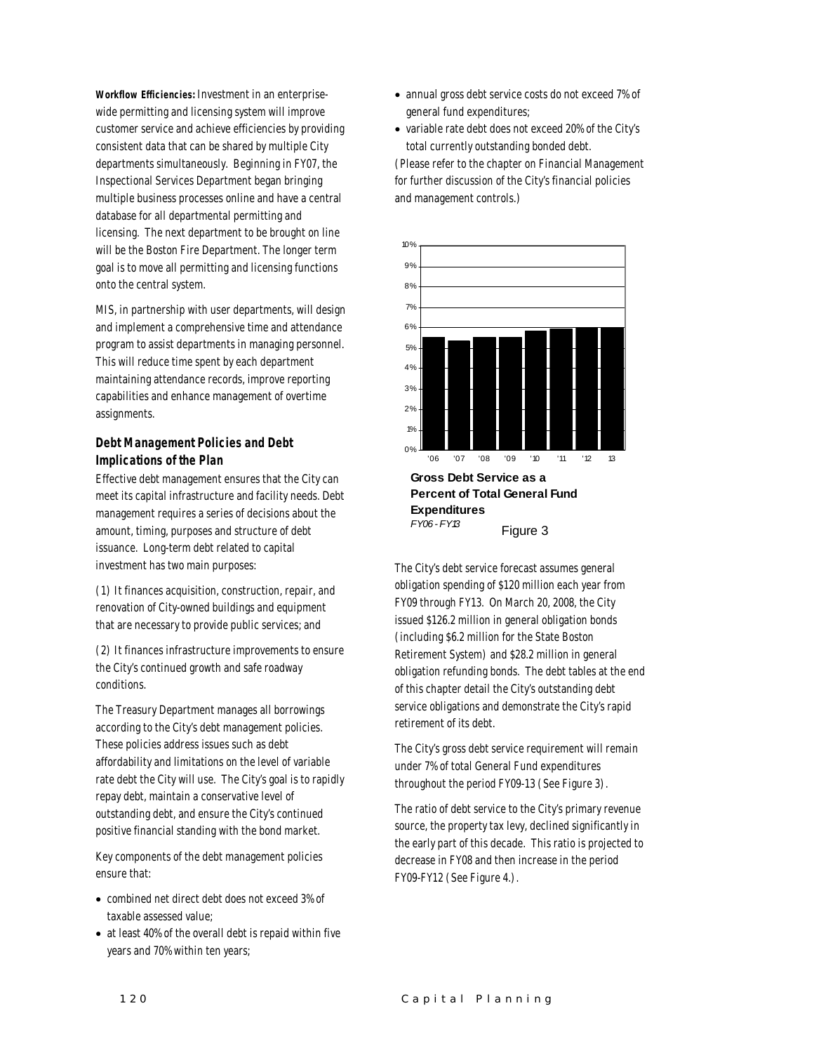**Workflow Efficiencies:** Investment in an enterprise-wide permitting and licensing system will improve customer service and achieve efficiencies by providing consistent data that can be shared by multiple City departments simultaneously. Beginning in FY07, the Inspectional Services Department began bringing multiple business processes online and have a central database for all departmental permitting and licensing. The next department to be brought on line will be the Boston Fire Department. The longer term goal is to move all permitting and licensing functions onto the central system.

MIS, in partnership with user departments, will design and implement a comprehensive time and attendance program to assist departments in managing personnel. This will reduce time spent by each department maintaining attendance records, improve reporting capabilities and enhance management of overtime assignments.

## Debt Management Policies and Debt Implications of the Plan

Effective debt management ensures that the City can meet its capital infrastructure and facility needs. Debt management requires a series of decisions about the amount, timing, purposes and structure of debt issuance. Long-term debt related to capital investment has two main purposes:

(1) It finances acquisition, construction, repair, and renovation of City-owned buildings and equipment that are necessary to provide public services; and

(2) It finances infrastructure improvements to ensure the City's continued growth and safe roadway conditions.

The Treasury Department manages all borrowings according to the City's debt management policies. These policies address issues such as debt affordability and limitations on the level of variable rate debt the City will use. The City's goal is to rapidly repay debt, maintain a conservative level of outstanding debt, and ensure the City's continued positive financial standing with the bond market.

Key components of the debt management policies ensure that:

- combined net direct debt does not exceed 3% of taxable assessed value;
- at least 40% of the overall debt is repaid within five years and 70% within ten years;
- annual gross debt service costs do not exceed 7% of general fund expenditures;
- variable rate debt does not exceed 20% of the City's total currently outstanding bonded debt.

(Please refer to the chapter on Financial Management for further discussion of the City's financial policies and management controls.)

**Gross Debt Service as a Percent of Total General Fund Expenditures**
*FY06 - FY13*

Figure 3

The City's debt service forecast assumes general obligation spending of $120 million each year from FY09 through FY13. On March 20, 2008, the City issued $126.2 million in general obligation bonds (including $6.2 million for the State Boston Retirement System) and $28.2 million in general obligation refunding bonds. The debt tables at the end of this chapter detail the City's outstanding debt service obligations and demonstrate the City's rapid retirement of its debt.

The City's gross debt service requirement will remain under 7% of total General Fund expenditures throughout the period FY09-13 (See Figure 3).

The ratio of debt service to the City's primary revenue source, the property tax levy, declined significantly in the early part of this decade. This ratio is projected to decrease in FY08 and then increase in the period FY09-FY12 (See Figure 4.).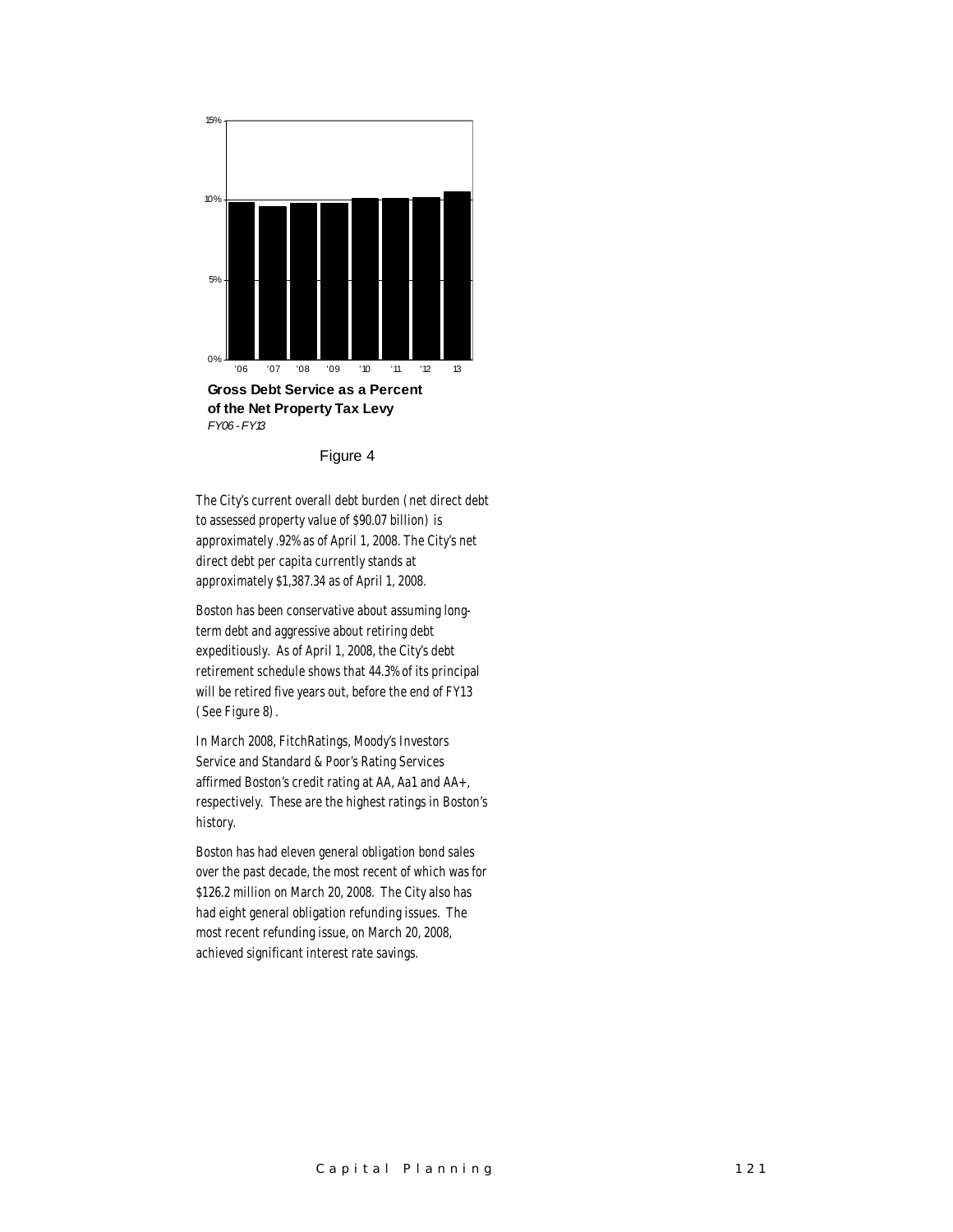**Gross Debt Service as a Percent of the Net Property Tax Levy**
*FY06 - FY13*

Figure 4

The City's current overall debt burden (net direct debt to assessed property value of $90.07 billion) is approximately .92% as of April 1, 2008. The City's net direct debt per capita currently stands at approximately $1,387.34 as of April 1, 2008.

Boston has been conservative about assuming long-term debt and aggressive about retiring debt expeditiously. As of April 1, 2008, the City's debt retirement schedule shows that 44.3% of its principal will be retired five years out, before the end of FY13 (See Figure 8).

In March 2008, FitchRatings, Moody's Investors Service and Standard & Poor's Rating Services affirmed Boston's credit rating at AA, Aa1 and AA+, respectively. These are the highest ratings in Boston's history.

Boston has had eleven general obligation bond sales over the past decade, the most recent of which was for $126.2 million on March 20, 2008. The City also has had eight general obligation refunding issues. The most recent refunding issue, on March 20, 2008, achieved significant interest rate savings.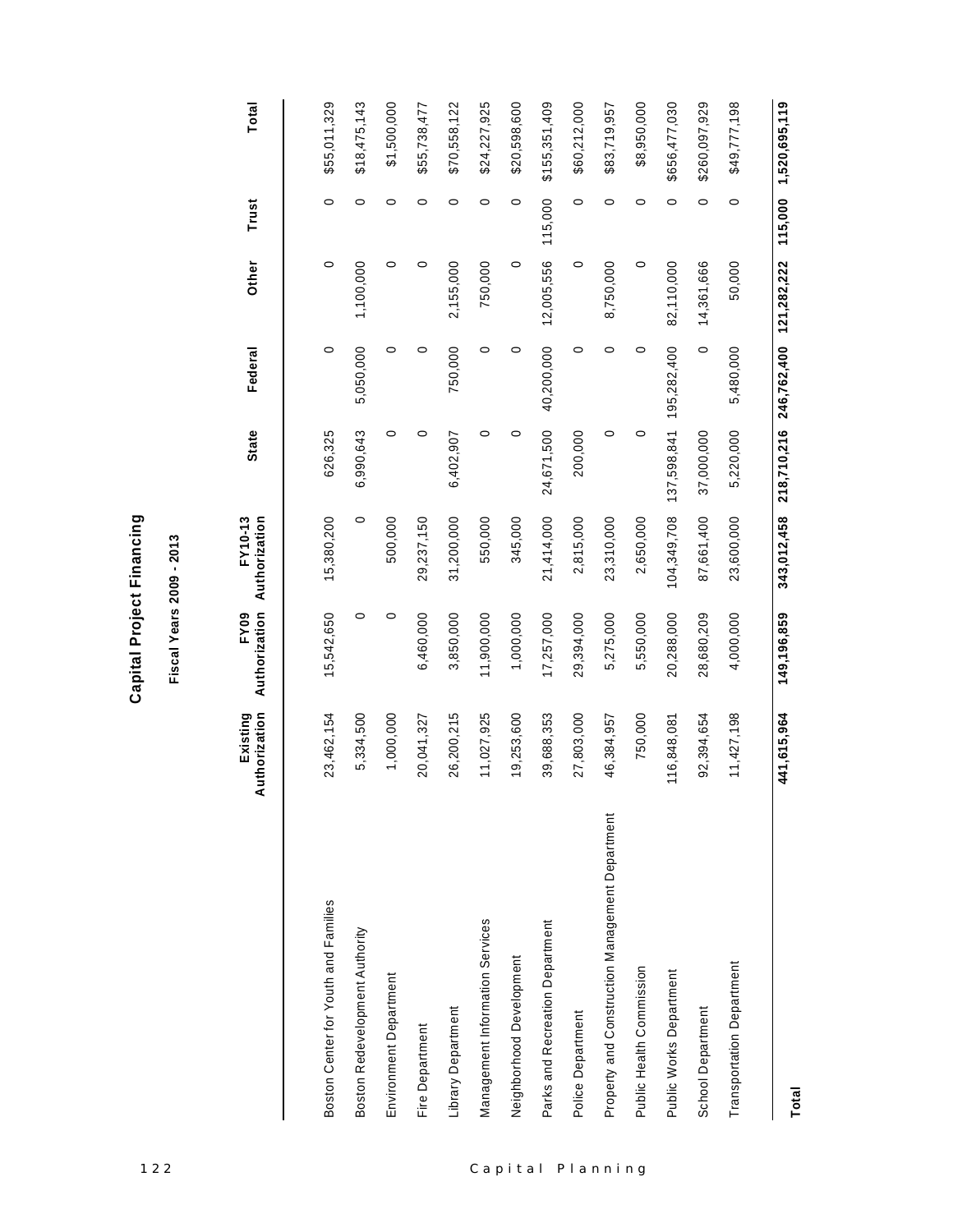# Capital Project Financing

## Fiscal Years 2009 - 2013

| | Existing Authorization | FY09 Authorization | FY10-13 Authorization | State | Federal | Other | Trust | Total |
|---|---|---|---|---|---|---|---|---|
| Boston Center for Youth and Families | 23,462,154 | 15,542,650 | 15,380,200 | 626,325 | 0 | 0 | 0 | $55,011,329 |
| Boston Redevelopment Authority | 5,334,500 | 0 | 0 | 6,990,643 | 5,050,000 | 1,100,000 | 0 | $18,475,143 |
| Environment Department | 1,000,000 | 0 | 500,000 | 0 | 0 | 0 | 0 | $1,500,000 |
| Fire Department | 20,041,327 | 6,460,000 | 29,237,150 | 0 | 0 | 0 | 0 | $55,738,477 |
| Library Department | 26,200,215 | 3,850,000 | 31,200,000 | 6,402,907 | 750,000 | 2,155,000 | 0 | $70,558,122 |
| Management Information Services | 11,027,925 | 11,900,000 | 550,000 | 0 | 0 | 750,000 | 0 | $24,227,925 |
| Neighborhood Development | 19,253,600 | 1,000,000 | 345,000 | 0 | 0 | 0 | 0 | $20,598,600 |
| Parks and Recreation Department | 39,688,353 | 17,257,000 | 21,414,000 | 24,671,500 | 40,200,000 | 12,005,556 | 115,000 | $155,351,409 |
| Police Department | 27,803,000 | 29,394,000 | 2,815,000 | 200,000 | 0 | 0 | 0 | $60,212,000 |
| Property and Construction Management Department | 46,384,957 | 5,275,000 | 23,310,000 | 0 | 0 | 8,750,000 | 0 | $83,719,957 |
| Public Health Commission | 750,000 | 5,550,000 | 2,650,000 | 0 | 0 | 0 | 0 | $8,950,000 |
| Public Works Department | 116,848,081 | 20,288,000 | 104,349,708 | 137,598,841 | 195,282,400 | 82,110,000 | 0 | $656,477,030 |
| School Department | 92,394,654 | 28,680,209 | 87,661,400 | 37,000,000 | 0 | 14,361,666 | 0 | $260,097,929 |
| Transportation Department | 11,427,198 | 4,000,000 | 23,600,000 | 5,220,000 | 5,480,000 | 50,000 | 0 | $49,777,198 |
| **Total** | **441,615,964** | **149,196,859** | **343,012,458** | **218,710,216** | **246,762,400** | **121,282,222** | **115,000** | **1,520,695,119** |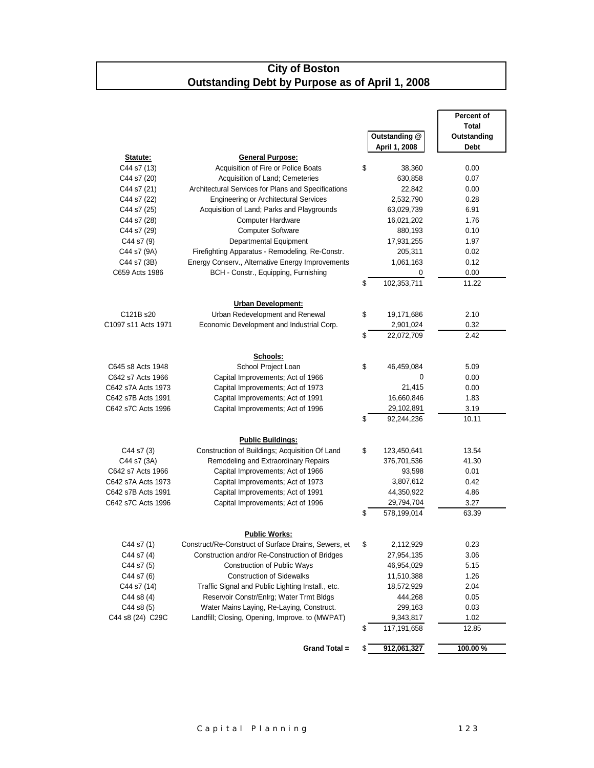# City of Boston
## Outstanding Debt by Purpose as of April 1, 2008

| Statute: | General Purpose: | Outstanding @ April 1, 2008 | Percent of Total Outstanding Debt |
|---|---|---|---|
| C44 s7 (13) | Acquisition of Fire or Police Boats | $ 38,360 | 0.00 |
| C44 s7 (20) | Acquisition of Land; Cemeteries | 630,858 | 0.07 |
| C44 s7 (21) | Architectural Services for Plans and Specifications | 22,842 | 0.00 |
| C44 s7 (22) | Engineering or Architectural Services | 2,532,790 | 0.28 |
| C44 s7 (25) | Acquisition of Land; Parks and Playgrounds | 63,029,739 | 6.91 |
| C44 s7 (28) | Computer Hardware | 16,021,202 | 1.76 |
| C44 s7 (29) | Computer Software | 880,193 | 0.10 |
| C44 s7 (9) | Departmental Equipment | 17,931,255 | 1.97 |
| C44 s7 (9A) | Firefighting Apparatus - Remodeling, Re-Constr. | 205,311 | 0.02 |
| C44 s7 (3B) | Energy Conserv., Alternative Energy Improvements | 1,061,163 | 0.12 |
| C659 Acts 1986 | BCH - Constr., Equipping, Furnishing | 0 | 0.00 |
| | | $ 102,353,711 | 11.22 |
| | **Urban Development:** | | |
| C121B s20 | Urban Redevelopment and Renewal | $ 19,171,686 | 2.10 |
| C1097 s11 Acts 1971 | Economic Development and Industrial Corp. | 2,901,024 | 0.32 |
| | | $ 22,072,709 | 2.42 |
| | **Schools:** | | |
| C645 s8 Acts 1948 | School Project Loan | $ 46,459,084 | 5.09 |
| C642 s7 Acts 1966 | Capital Improvements; Act of 1966 | 0 | 0.00 |
| C642 s7A Acts 1973 | Capital Improvements; Act of 1973 | 21,415 | 0.00 |
| C642 s7B Acts 1991 | Capital Improvements; Act of 1991 | 16,660,846 | 1.83 |
| C642 s7C Acts 1996 | Capital Improvements; Act of 1996 | 29,102,891 | 3.19 |
| | | $ 92,244,236 | 10.11 |
| | **Public Buildings:** | | |
| C44 s7 (3) | Construction of Buildings; Acquisition Of Land | $ 123,450,641 | 13.54 |
| C44 s7 (3A) | Remodeling and Extraordinary Repairs | 376,701,536 | 41.30 |
| C642 s7 Acts 1966 | Capital Improvements; Act of 1966 | 93,598 | 0.01 |
| C642 s7A Acts 1973 | Capital Improvements; Act of 1973 | 3,807,612 | 0.42 |
| C642 s7B Acts 1991 | Capital Improvements; Act of 1991 | 44,350,922 | 4.86 |
| C642 s7C Acts 1996 | Capital Improvements; Act of 1996 | 29,794,704 | 3.27 |
| | | $ 578,199,014 | 63.39 |
| | **Public Works:** | | |
| C44 s7 (1) | Construct/Re-Construct of Surface Drains, Sewers, et | $ 2,112,929 | 0.23 |
| C44 s7 (4) | Construction and/or Re-Construction of Bridges | 27,954,135 | 3.06 |
| C44 s7 (5) | Construction of Public Ways | 46,954,029 | 5.15 |
| C44 s7 (6) | Construction of Sidewalks | 11,510,388 | 1.26 |
| C44 s7 (14) | Traffic Signal and Public Lighting Install., etc. | 18,572,929 | 2.04 |
| C44 s8 (4) | Reservoir Constr/Enlrg; Water Trmt Bldgs | 444,268 | 0.05 |
| C44 s8 (5) | Water Mains Laying, Re-Laying, Construct. | 299,163 | 0.03 |
| C44 s8 (24) C29C | Landfill; Closing, Opening, Improve. to (MWPAT) | 9,343,817 | 1.02 |
| | | $ 117,191,658 | 12.85 |
| | **Grand Total =** | **$ 912,061,327** | **100.00 %** |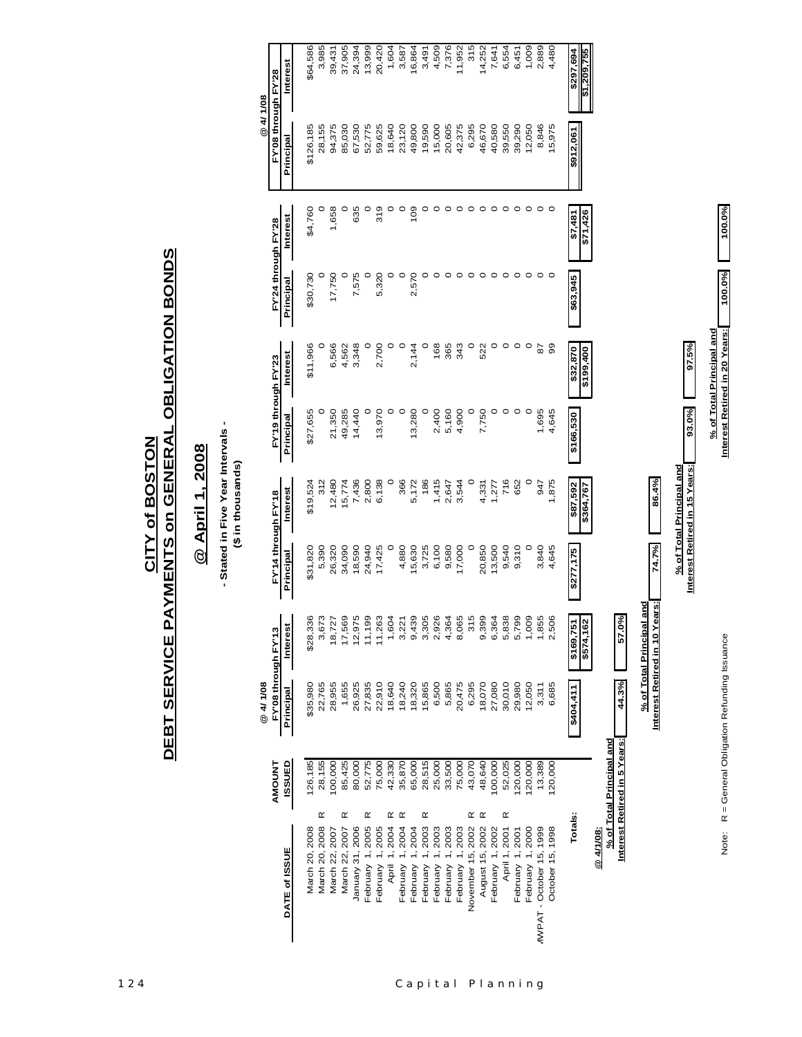# CITY of BOSTON
# DEBT SERVICE PAYMENTS on GENERAL OBLIGATION BONDS

## @ April 1, 2008

**- Stated in Five Year Intervals -**
**($ in thousands)**

| DATE of ISSUE | | AMOUNT ISSUED | @ 4/1/08 FY'08 through FY'13 Principal | Interest | FY'14 through FY'18 Principal | Interest | FY'19 through FY'23 Principal | Interest | FY'24 through FY'28 Principal | Interest | @ 4/1/08 FY'08 through FY'28 Principal | Interest |
|---|---|---|---|---|---|---|---|---|---|---|---|---|
| March 20, 2008 | | 126,185 | $35,980 | $28,336 | $31,820 | $19,524 | $27,655 | $11,966 | $30,730 | $4,760 | $126,185 | $64,586 |
| March 20, 2008 | R | 28,155 | 22,765 | 3,673 | 5,390 | 312 | 0 | 0 | 0 | 0 | 28,155 | 3,985 |
| March 22, 2007 | | 100,000 | 28,955 | 18,727 | 26,320 | 12,480 | 21,350 | 6,566 | 17,750 | 1,658 | 94,375 | 39,431 |
| March 22, 2007 | R | 1,655 | 1,655 | 17,569 | 34,090 | 15,774 | 49,285 | 4,562 | 0 | 0 | 85,030 | 37,905 |
| January 31, 2006 | | 80,000 | 26,925 | 12,975 | 18,590 | 7,436 | 14,440 | 3,348 | 7,575 | 635 | 67,530 | 24,394 |
| February 1, 2005 | R | 52,775 | 27,835 | 11,199 | 24,940 | 2,800 | 0 | 0 | 0 | 0 | 52,775 | 13,999 |
| February 1, 2005 | | 75,000 | 22,910 | 11,263 | 17,425 | 6,138 | 13,970 | 2,700 | 5,320 | 319 | 59,625 | 20,420 |
| April 1, 2004 | R | 42,330 | 18,640 | 1,604 | 0 | 0 | 0 | 0 | 0 | 0 | 18,640 | 1,604 |
| February 1, 2004 | R | 35,870 | 18,240 | 3,221 | 4,880 | 366 | 0 | 0 | 0 | 0 | 23,120 | 3,587 |
| February 1, 2004 | | 65,000 | 18,320 | 9,439 | 15,630 | 5,172 | 13,280 | 2,144 | 2,570 | 109 | 49,800 | 16,864 |
| February 1, 2003 | R | 28,515 | 15,865 | 3,305 | 3,725 | 186 | 0 | 0 | 0 | 0 | 19,590 | 3,491 |
| February 1, 2003 | | 25,000 | 6,500 | 2,926 | 6,100 | 1,415 | 2,400 | 168 | 0 | 0 | 15,000 | 4,509 |
| February 1, 2003 | | 33,500 | 5,865 | 4,364 | 9,580 | 2,647 | 5,160 | 365 | 0 | 0 | 20,605 | 7,376 |
| February 1, 2003 | | 75,000 | 20,475 | 8,065 | 17,000 | 3,544 | 4,900 | 343 | 0 | 0 | 42,375 | 11,952 |
| November 15, 2002 | R | 43,070 | 6,295 | 315 | 0 | 0 | 0 | 0 | 0 | 0 | 6,295 | 315 |
| August 15, 2002 | R | 48,640 | 18,070 | 9,399 | 20,850 | 4,331 | 7,750 | 522 | 0 | 0 | 46,670 | 14,252 |
| February 1, 2002 | | 100,000 | 27,080 | 6,364 | 13,500 | 1,277 | 0 | 0 | 0 | 0 | 40,580 | 7,641 |
| April 1, 2001 | R | 52,025 | 30,010 | 5,838 | 9,540 | 716 | 0 | 0 | 0 | 0 | 39,550 | 6,554 |
| February 1, 2001 | | 120,000 | 29,980 | 5,799 | 9,310 | 652 | 0 | 0 | 0 | 0 | 39,290 | 6,451 |
| February 1, 2000 | | 120,000 | 12,050 | 1,009 | 0 | 0 | 0 | 0 | 0 | 0 | 12,050 | 1,009 |
| MWPAT - October 15, 1999 | | 13,389 | 3,311 | 1,855 | 3,840 | 947 | 1,695 | 87 | 0 | 0 | 8,846 | 2,889 |
| October 15, 1998 | | 120,000 | 6,685 | 2,506 | 4,645 | 1,875 | 4,645 | 99 | 0 | 0 | 15,975 | 4,480 |
| **Totals:** | | | **$404,411** | **$169,751** | **$277,175** | **$87,592** | **$166,530** | **$32,870** | **$63,945** | **$7,481** | **$912,061** | **$297,694** |
| | | | | **$574,162** | | **$364,767** | | **$199,400** | | **$71,426** | | **$1,209,755** |

**@ 4/1/08:**

| | Principal | Interest |
|---|---|---|
| % of Total Principal and Interest Retired in 5 Years: | 44.3% | 57.0% |
| % of Total Principal and Interest Retired in 10 Years: | 74.7% | 86.4% |
| % of Total Principal and Interest Retired in 15 Years: | 93.0% | 97.5% |
| % of Total Principal and Interest Retired in 20 Years: | 100.0% | 100.0% |

Note: R = General Obligation Refunding Issuance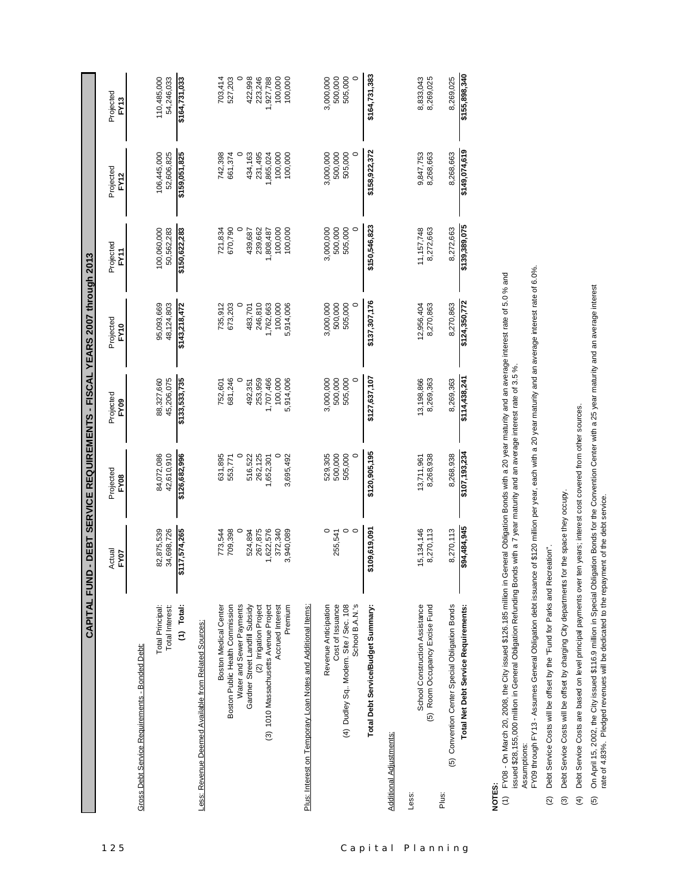# CAPITAL FUND - DEBT SERVICE REQUIREMENTS - FISCAL YEARS 2007 through 2013

| | Actual FY07 | Projected FY08 | Projected FY09 | Projected FY10 | Projected FY11 | Projected FY12 | Projected FY13 |
|---|---|---|---|---|---|---|---|
| **Gross Debt Service Requirements - Bonded Debt:** | | | | | | | |
| Total Principal: | 82,875,539 | 84,072,086 | 88,327,660 | 95,093,669 | 100,060,000 | 106,445,000 | 110,485,000 |
| Total Interest: | 34,698,726 | 42,610,910 | 45,206,075 | 48,124,803 | 50,562,283 | 52,606,825 | 54,246,033 |
| (1) Total: | $117,574,265 | $126,682,996 | $133,533,735 | $143,218,472 | $150,622,283 | $159,051,825 | $164,731,033 |
| **Less: Revenue Deemed Available from Related Sources:** | | | | | | | |
| Boston Medical Center | 773,544 | 631,895 | 752,601 | 735,912 | 721,834 | 742,398 | 703,414 |
| Boston Public Health Commission | 709,398 | 553,771 | 681,246 | 673,203 | 670,790 | 661,374 | 527,203 |
| Water and Sewer Payments | 0 | 0 | 0 | 0 | 0 | 0 | 0 |
| Gardner Street Landfill Subsidy | 524,894 | 516,522 | 492,351 | 483,701 | 439,687 | 434,163 | 422,998 |
| (2) Irrigation Project | 267,875 | 262,125 | 253,959 | 246,810 | 239,662 | 231,495 | 223,246 |
| (3) 1010 Massachusetts Avenue Project | 1,622,576 | 1,652,301 | 1,707,466 | 1,762,663 | 1,808,487 | 1,865,024 | 1,927,788 |
| Accrued Interest | 372,340 | 0 | 100,000 | 100,000 | 100,000 | 100,000 | 100,000 |
| Premium | 3,940,089 | 3,695,492 | 5,914,006 | 5,914,006 | 100,000 | 100,000 | 100,000 |
| **Plus: Interest on Temporary Loan Notes and Additional Items:** | | | | | | | |
| Revenue Anticipation | 0 | 529,305 | 3,000,000 | 3,000,000 | 3,000,000 | 3,000,000 | 3,000,000 |
| Cost of Issuance | 255,541 | 500,000 | 500,000 | 500,000 | 500,000 | 500,000 | 500,000 |
| (4) Dudley Sq.. Modern. Site / Sec. 108 | 0 | 505,000 | 505,000 | 505,000 | 505,000 | 505,000 | 505,000 |
| School B.A.N.'s | 0 | 0 | 0 | 0 | 0 | 0 | 0 |
| **Total Debt Service/Budget Summary:** | $109,619,091 | $120,905,195 | $127,637,107 | $137,307,176 | $150,546,823 | $158,922,372 | $164,731,383 |
| **Additional Adjustments:** | | | | | | | |
| Less: | | | | | | | |
| School Construction Assistance | 15,134,146 | 13,711,961 | 13,198,866 | 12,956,404 | 11,157,748 | 9,847,753 | 8,833,043 |
| (5) Room Occupancy Excise Fund | 8,270,113 | 8,268,938 | 8,269,363 | 8,270,863 | 8,272,663 | 8,268,663 | 8,269,025 |
| Plus: | | | | | | | |
| (5) Convention Center Special Obligation Bonds | 8,270,113 | 8,268,938 | 8,269,363 | 8,270,863 | 8,272,663 | 8,268,663 | 8,269,025 |
| **Total Net Debt Service Requirements:** | $94,484,945 | $107,193,234 | $114,438,241 | $124,350,772 | $139,389,075 | $149,074,619 | $155,898,340 |

**NOTES:**

(1) FY08 - On March 20, 2008, the City issued $126.185 million in General Obligation Bonds with a 20 year maturity and an average interest rate of 5.0 % and issued $28,155,000 million in General Obligation Refunding Bonds with a 7 year maturity and an average interest rate of 3.5 %.
Assumptions:
FY09 through FY13 - Assumes General Obligation debt issuance of $120 million per year, each with a 20 year maturity and an average interest rate of 6.0%.

(2) Debt Service Costs will be offset by the "Fund for Parks and Recreation".

(3) Debt Service Costs will be offset by charging City departments for the space they occupy.

(4) Debt Service Costs are based on level principal payments over ten years; interest cost covered from other sources.

(5) On April 15, 2002, the City issued $116.9 million in Special Obligation Bonds for the Convention Center with a 25 year maturity and an average interest rate of 4.83%. Pledged revenues will be dedicated to the repayment of the debt service.